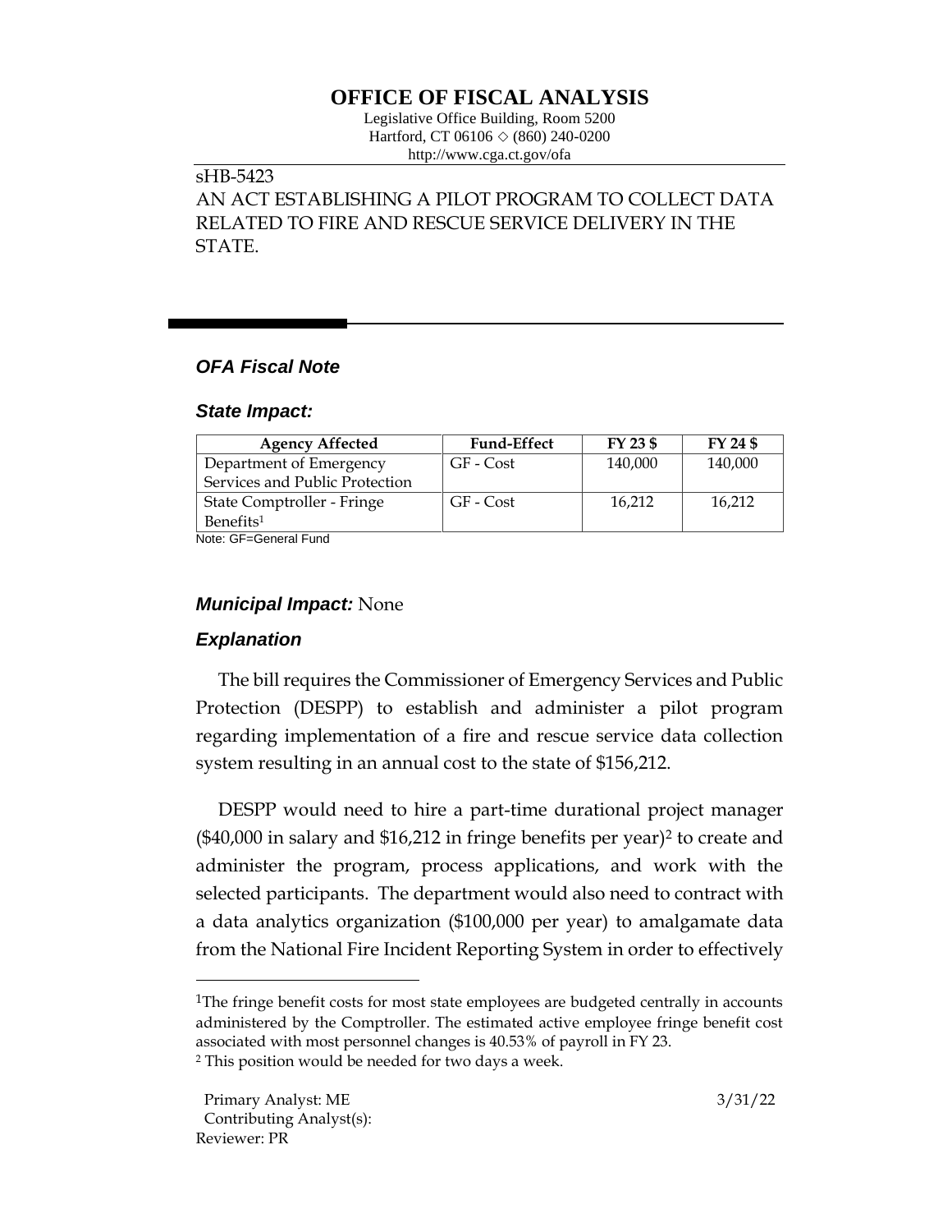# OFFICE OF FISCAL ANALYSIS

Legislative Office Building, Room 5200
Hartford, CT 06106 ◇ (860) 240-0200
http://www.cga.ct.gov/ofa

sHB-5423
AN ACT ESTABLISHING A PILOT PROGRAM TO COLLECT DATA RELATED TO FIRE AND RESCUE SERVICE DELIVERY IN THE STATE.

## *OFA Fiscal Note*

### *State Impact:*

| Agency Affected | Fund-Effect | FY 23 $ | FY 24 $ |
|---|---|---|---|
| Department of Emergency Services and Public Protection | GF - Cost | 140,000 | 140,000 |
| State Comptroller - Fringe Benefits[1] | GF - Cost | 16,212 | 16,212 |

Note: GF=General Fund

### *Municipal Impact:* None

### *Explanation*

The bill requires the Commissioner of Emergency Services and Public Protection (DESPP) to establish and administer a pilot program regarding implementation of a fire and rescue service data collection system resulting in an annual cost to the state of $156,212.

DESPP would need to hire a part-time durational project manager ($40,000 in salary and $16,212 in fringe benefits per year)[2] to create and administer the program, process applications, and work with the selected participants. The department would also need to contract with a data analytics organization ($100,000 per year) to amalgamate data from the National Fire Incident Reporting System in order to effectively

[1]The fringe benefit costs for most state employees are budgeted centrally in accounts administered by the Comptroller. The estimated active employee fringe benefit cost associated with most personnel changes is 40.53% of payroll in FY 23.

[2] This position would be needed for two days a week.

Primary Analyst: ME
Contributing Analyst(s):
Reviewer: PR

3/31/22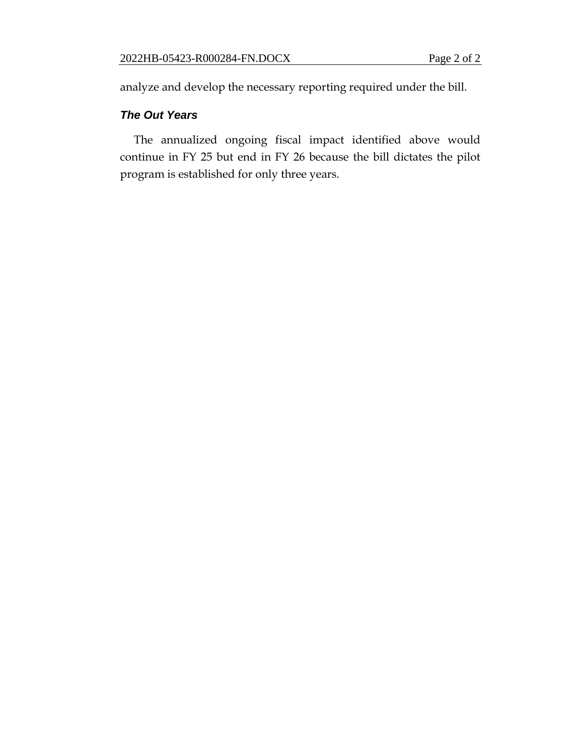analyze and develop the necessary reporting required under the bill.

### *The Out Years*

The annualized ongoing fiscal impact identified above would continue in FY 25 but end in FY 26 because the bill dictates the pilot program is established for only three years.